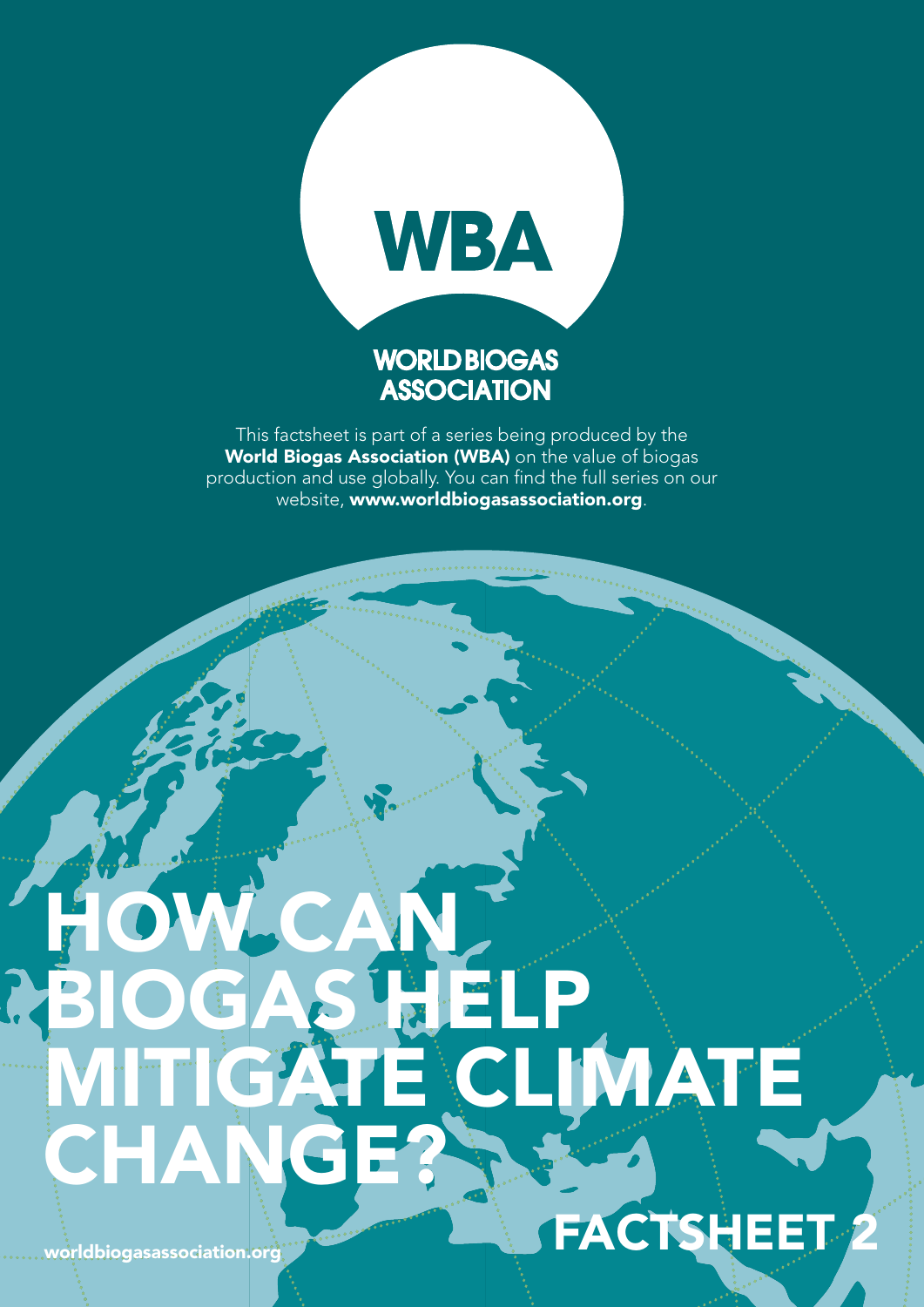WBA

WORLD BIOGAS ASSOCIATION

This factsheet is part of a series being produced by the **World Biogas Association (WBA)** on the value of biogas production and use globally. You can find the full series on our website, **www.worldbiogasassociation.org**.

# HOW CAN BIOGAS HELP MITIGATE CLIMATE CHANGE?

## FACTSHEET 2

worldbiogasassociation.org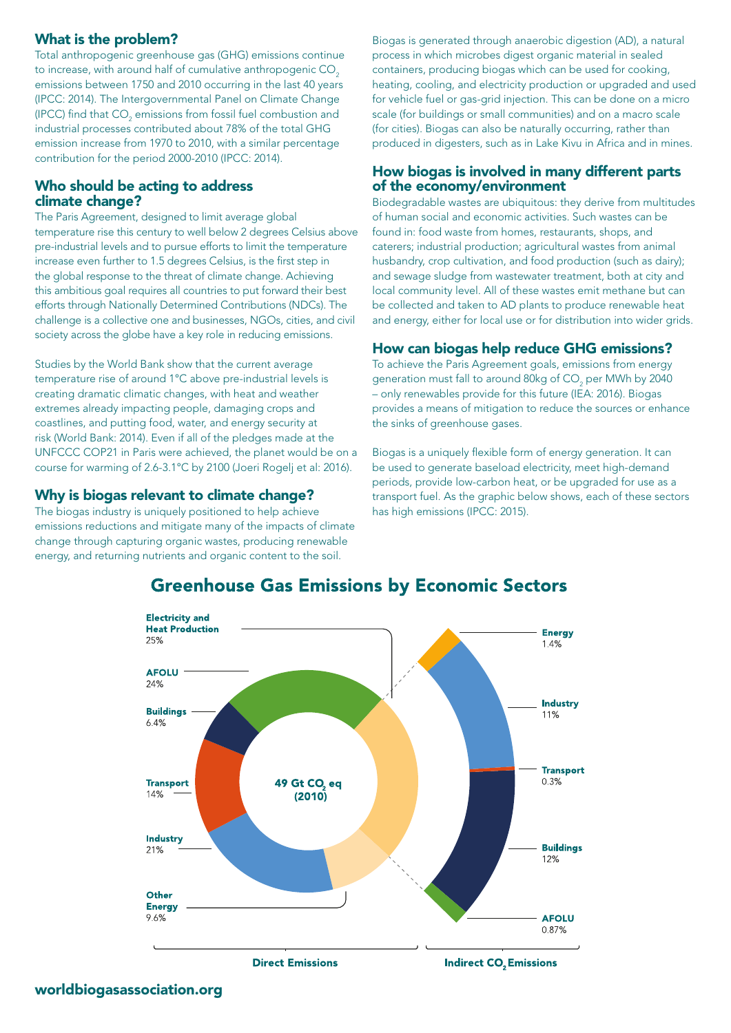## What is the problem?

Total anthropogenic greenhouse gas (GHG) emissions continue to increase, with around half of cumulative anthropogenic $CO_2$ emissions between 1750 and 2010 occurring in the last 40 years (IPCC: 2014). The Intergovernmental Panel on Climate Change (IPCC) find that $CO_2$ emissions from fossil fuel combustion and industrial processes contributed about 78% of the total GHG emission increase from 1970 to 2010, with a similar percentage contribution for the period 2000-2010 (IPCC: 2014).

## Who should be acting to address climate change?

The Paris Agreement, designed to limit average global temperature rise this century to well below 2 degrees Celsius above pre-industrial levels and to pursue efforts to limit the temperature increase even further to 1.5 degrees Celsius, is the first step in the global response to the threat of climate change. Achieving this ambitious goal requires all countries to put forward their best efforts through Nationally Determined Contributions (NDCs). The challenge is a collective one and businesses, NGOs, cities, and civil society across the globe have a key role in reducing emissions.

Studies by the World Bank show that the current average temperature rise of around 1°C above pre-industrial levels is creating dramatic climatic changes, with heat and weather extremes already impacting people, damaging crops and coastlines, and putting food, water, and energy security at risk (World Bank: 2014). Even if all of the pledges made at the UNFCCC COP21 in Paris were achieved, the planet would be on a course for warming of 2.6-3.1°C by 2100 (Joeri Rogelj et al: 2016).

## Why is biogas relevant to climate change?

The biogas industry is uniquely positioned to help achieve emissions reductions and mitigate many of the impacts of climate change through capturing organic wastes, producing renewable energy, and returning nutrients and organic content to the soil.

Biogas is generated through anaerobic digestion (AD), a natural process in which microbes digest organic material in sealed containers, producing biogas which can be used for cooking, heating, cooling, and electricity production or upgraded and used for vehicle fuel or gas-grid injection. This can be done on a micro scale (for buildings or small communities) and on a macro scale (for cities). Biogas can also be naturally occurring, rather than produced in digesters, such as in Lake Kivu in Africa and in mines.

## How biogas is involved in many different parts of the economy/environment

Biodegradable wastes are ubiquitous: they derive from multitudes of human social and economic activities. Such wastes can be found in: food waste from homes, restaurants, shops, and caterers; industrial production; agricultural wastes from animal husbandry, crop cultivation, and food production (such as dairy); and sewage sludge from wastewater treatment, both at city and local community level. All of these wastes emit methane but can be collected and taken to AD plants to produce renewable heat and energy, either for local use or for distribution into wider grids.

## How can biogas help reduce GHG emissions?

To achieve the Paris Agreement goals, emissions from energy generation must fall to around 80kg of $CO_2$ per MWh by 2040 – only renewables provide for this future (IEA: 2016). Biogas provides a means of mitigation to reduce the sources or enhance the sinks of greenhouse gases.

Biogas is a uniquely flexible form of energy generation. It can be used to generate baseload electricity, meet high-demand periods, provide low-carbon heat, or be upgraded for use as a transport fuel. As the graphic below shows, each of these sectors has high emissions (IPCC: 2015).

## Greenhouse Gas Emissions by Economic Sectors

49 Gt $CO_2$ eq (2010)

| Direct Emissions | | Indirect $CO_2$ Emissions (from Electricity and Heat Production 25%) | |
|---|---|---|---|
| Electricity and Heat Production | 25% | Energy | 1.4% |
| AFOLU | 24% | Industry | 11% |
| Buildings | 6.4% | Transport | 0.3% |
| Transport | 14% | Buildings | 12% |
| Industry | 21% | AFOLU | 0.87% |
| Other Energy | 9.6% | | |

worldbiogasassociation.org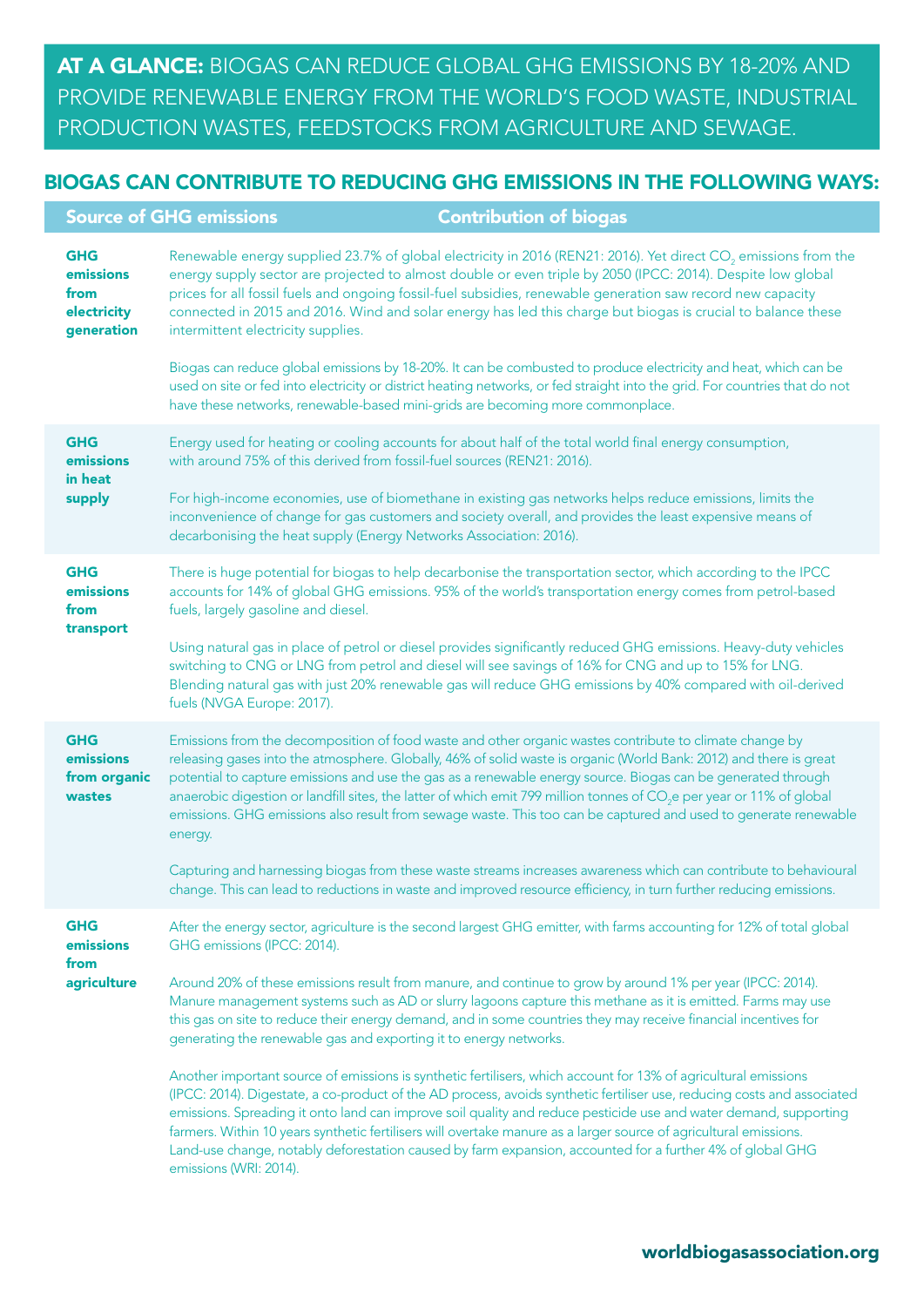**AT A GLANCE:** BIOGAS CAN REDUCE GLOBAL GHG EMISSIONS BY 18-20% AND PROVIDE RENEWABLE ENERGY FROM THE WORLD'S FOOD WASTE, INDUSTRIAL PRODUCTION WASTES, FEEDSTOCKS FROM AGRICULTURE AND SEWAGE.

## BIOGAS CAN CONTRIBUTE TO REDUCING GHG EMISSIONS IN THE FOLLOWING WAYS:

| Source of GHG emissions | Contribution of biogas |
|---|---|
| **GHG emissions from electricity generation** | Renewable energy supplied 23.7% of global electricity in 2016 (REN21: 2016). Yet direct $CO_2$ emissions from the energy supply sector are projected to almost double or even triple by 2050 (IPCC: 2014). Despite low global prices for all fossil fuels and ongoing fossil-fuel subsidies, renewable generation saw record new capacity connected in 2015 and 2016. Wind and solar energy has led this charge but biogas is crucial to balance these intermittent electricity supplies.<br><br>Biogas can reduce global emissions by 18-20%. It can be combusted to produce electricity and heat, which can be used on site or fed into electricity or district heating networks, or fed straight into the grid. For countries that do not have these networks, renewable-based mini-grids are becoming more commonplace. |
| **GHG emissions in heat supply** | Energy used for heating or cooling accounts for about half of the total world final energy consumption, with around 75% of this derived from fossil-fuel sources (REN21: 2016).<br><br>For high-income economies, use of biomethane in existing gas networks helps reduce emissions, limits the inconvenience of change for gas customers and society overall, and provides the least expensive means of decarbonising the heat supply (Energy Networks Association: 2016). |
| **GHG emissions from transport** | There is huge potential for biogas to help decarbonise the transportation sector, which according to the IPCC accounts for 14% of global GHG emissions. 95% of the world's transportation energy comes from petrol-based fuels, largely gasoline and diesel.<br><br>Using natural gas in place of petrol or diesel provides significantly reduced GHG emissions. Heavy-duty vehicles switching to CNG or LNG from petrol and diesel will see savings of 16% for CNG and up to 15% for LNG. Blending natural gas with just 20% renewable gas will reduce GHG emissions by 40% compared with oil-derived fuels (NVGA Europe: 2017). |
| **GHG emissions from organic wastes** | Emissions from the decomposition of food waste and other organic wastes contribute to climate change by releasing gases into the atmosphere. Globally, 46% of solid waste is organic (World Bank: 2012) and there is great potential to capture emissions and use the gas as a renewable energy source. Biogas can be generated through anaerobic digestion or landfill sites, the latter of which emit 799 million tonnes of $CO_2e$ per year or 11% of global emissions. GHG emissions also result from sewage waste. This too can be captured and used to generate renewable energy.<br><br>Capturing and harnessing biogas from these waste streams increases awareness which can contribute to behavioural change. This can lead to reductions in waste and improved resource efficiency, in turn further reducing emissions. |
| **GHG emissions from agriculture** | After the energy sector, agriculture is the second largest GHG emitter, with farms accounting for 12% of total global GHG emissions (IPCC: 2014).<br><br>Around 20% of these emissions result from manure, and continue to grow by around 1% per year (IPCC: 2014). Manure management systems such as AD or slurry lagoons capture this methane as it is emitted. Farms may use this gas on site to reduce their energy demand, and in some countries they may receive financial incentives for generating the renewable gas and exporting it to energy networks.<br><br>Another important source of emissions is synthetic fertilisers, which account for 13% of agricultural emissions (IPCC: 2014). Digestate, a co-product of the AD process, avoids synthetic fertiliser use, reducing costs and associated emissions. Spreading it onto land can improve soil quality and reduce pesticide use and water demand, supporting farmers. Within 10 years synthetic fertilisers will overtake manure as a larger source of agricultural emissions. Land-use change, notably deforestation caused by farm expansion, accounted for a further 4% of global GHG emissions (WRI: 2014). |

**worldbiogasassociation.org**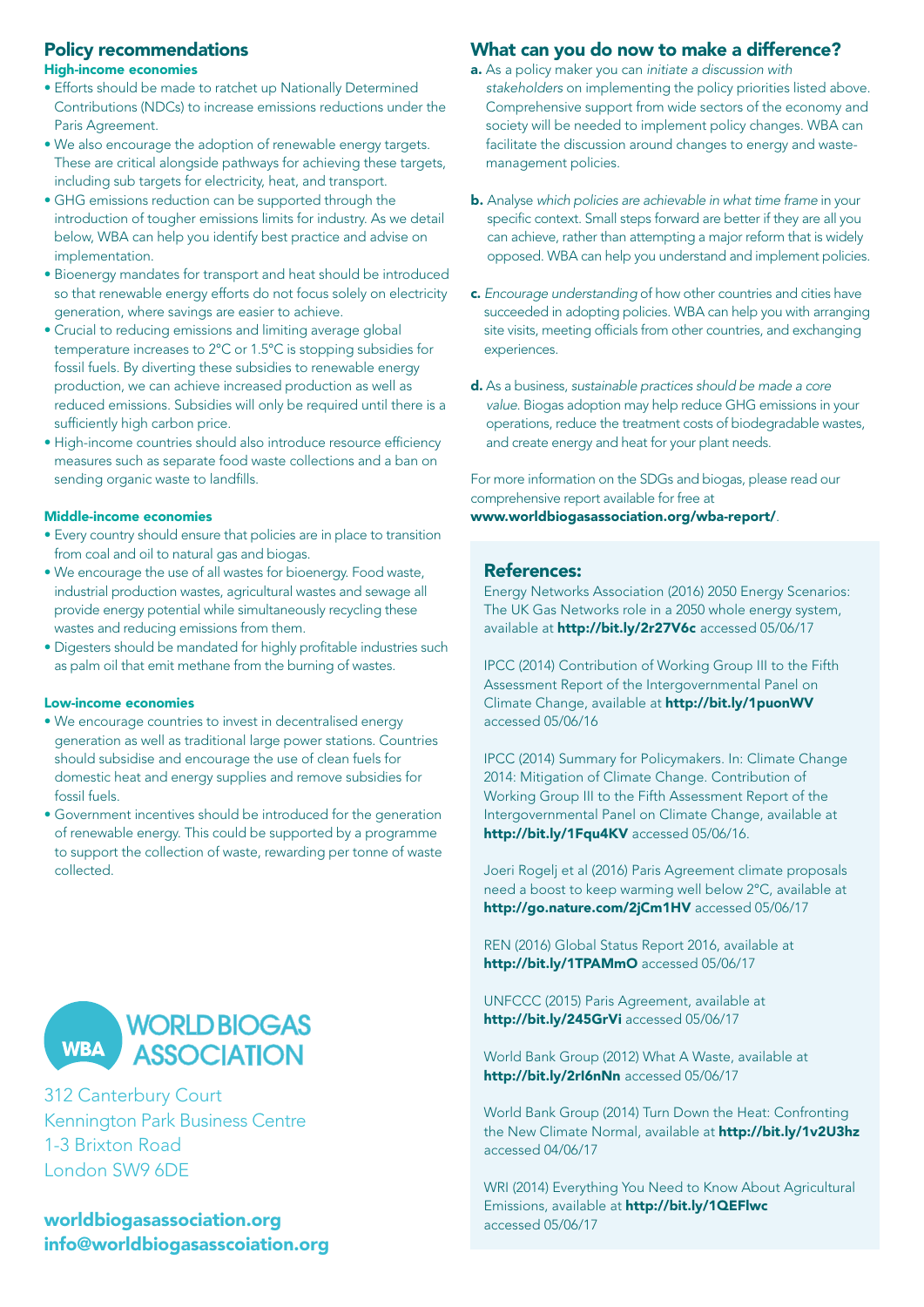## Policy recommendations

### High-income economies

- Efforts should be made to ratchet up Nationally Determined Contributions (NDCs) to increase emissions reductions under the Paris Agreement.
- We also encourage the adoption of renewable energy targets. These are critical alongside pathways for achieving these targets, including sub targets for electricity, heat, and transport.
- GHG emissions reduction can be supported through the introduction of tougher emissions limits for industry. As we detail below, WBA can help you identify best practice and advise on implementation.
- Bioenergy mandates for transport and heat should be introduced so that renewable energy efforts do not focus solely on electricity generation, where savings are easier to achieve.
- Crucial to reducing emissions and limiting average global temperature increases to 2°C or 1.5°C is stopping subsidies for fossil fuels. By diverting these subsidies to renewable energy production, we can achieve increased production as well as reduced emissions. Subsidies will only be required until there is a sufficiently high carbon price.
- High-income countries should also introduce resource efficiency measures such as separate food waste collections and a ban on sending organic waste to landfills.

### Middle-income economies

- Every country should ensure that policies are in place to transition from coal and oil to natural gas and biogas.
- We encourage the use of all wastes for bioenergy. Food waste, industrial production wastes, agricultural wastes and sewage all provide energy potential while simultaneously recycling these wastes and reducing emissions from them.
- Digesters should be mandated for highly profitable industries such as palm oil that emit methane from the burning of wastes.

### Low-income economies

- We encourage countries to invest in decentralised energy generation as well as traditional large power stations. Countries should subsidise and encourage the use of clean fuels for domestic heat and energy supplies and remove subsidies for fossil fuels.
- Government incentives should be introduced for the generation of renewable energy. This could be supported by a programme to support the collection of waste, rewarding per tonne of waste collected.

WBA WORLD BIOGAS ASSOCIATION

312 Canterbury Court
Kennington Park Business Centre
1-3 Brixton Road
London SW9 6DE

**worldbiogasassociation.org**
**info@worldbiogasasscoiation.org**

## What can you do now to make a difference?

**a.** As a policy maker you can *initiate a discussion with stakeholders* on implementing the policy priorities listed above. Comprehensive support from wide sectors of the economy and society will be needed to implement policy changes. WBA can facilitate the discussion around changes to energy and waste-management policies.

**b.** Analyse *which policies are achievable in what time frame* in your specific context. Small steps forward are better if they are all you can achieve, rather than attempting a major reform that is widely opposed. WBA can help you understand and implement policies.

**c.** *Encourage understanding* of how other countries and cities have succeeded in adopting policies. WBA can help you with arranging site visits, meeting officials from other countries, and exchanging experiences.

**d.** As a business, *sustainable practices should be made a core value.* Biogas adoption may help reduce GHG emissions in your operations, reduce the treatment costs of biodegradable wastes, and create energy and heat for your plant needs.

For more information on the SDGs and biogas, please read our comprehensive report available for free at **www.worldbiogasassociation.org/wba-report/**.

## References:

Energy Networks Association (2016) 2050 Energy Scenarios: The UK Gas Networks role in a 2050 whole energy system, available at **http://bit.ly/2r27V6c** accessed 05/06/17

IPCC (2014) Contribution of Working Group III to the Fifth Assessment Report of the Intergovernmental Panel on Climate Change, available at **http://bit.ly/1puonWV** accessed 05/06/16

IPCC (2014) Summary for Policymakers. In: Climate Change 2014: Mitigation of Climate Change. Contribution of Working Group III to the Fifth Assessment Report of the Intergovernmental Panel on Climate Change, available at **http://bit.ly/1Fqu4KV** accessed 05/06/16.

Joeri Rogelj et al (2016) Paris Agreement climate proposals need a boost to keep warming well below 2°C, available at **http://go.nature.com/2jCm1HV** accessed 05/06/17

REN (2016) Global Status Report 2016, available at **http://bit.ly/1TPAMmO** accessed 05/06/17

UNFCCC (2015) Paris Agreement, available at **http://bit.ly/245GrVi** accessed 05/06/17

World Bank Group (2012) What A Waste, available at **http://bit.ly/2rI6nNn** accessed 05/06/17

World Bank Group (2014) Turn Down the Heat: Confronting the New Climate Normal, available at **http://bit.ly/1v2U3hz** accessed 04/06/17

WRI (2014) Everything You Need to Know About Agricultural Emissions, available at **http://bit.ly/1QEFlwc** accessed 05/06/17